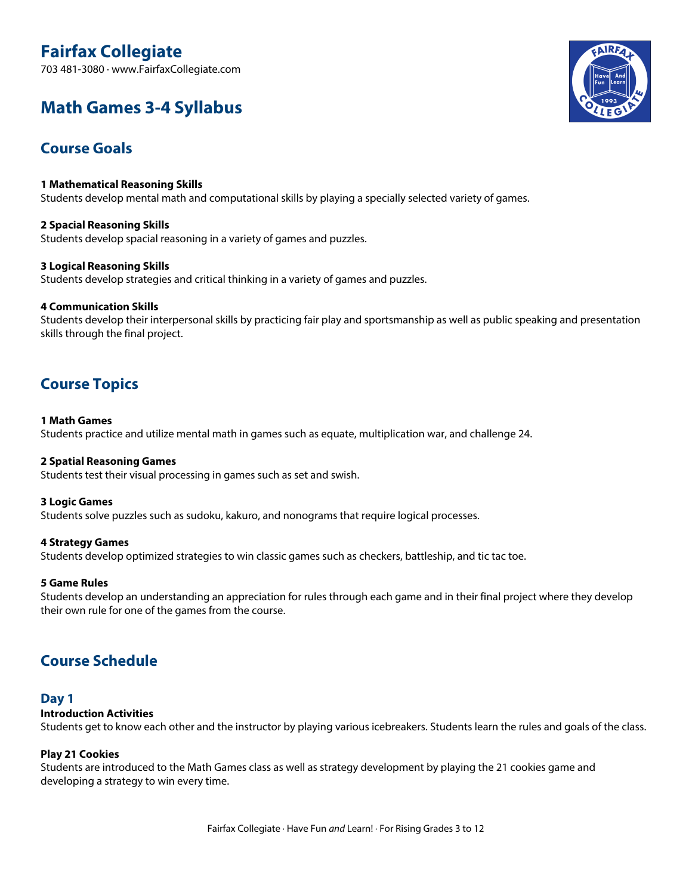# Fairfax Collegiate

703 481-3080 · www.FairfaxCollegiate.com

# Math Games 3-4 Syllabus

## Course Goals

**1 Mathematical Reasoning Skills**
Students develop mental math and computational skills by playing a specially selected variety of games.

**2 Spacial Reasoning Skills**
Students develop spacial reasoning in a variety of games and puzzles.

**3 Logical Reasoning Skills**
Students develop strategies and critical thinking in a variety of games and puzzles.

**4 Communication Skills**
Students develop their interpersonal skills by practicing fair play and sportsmanship as well as public speaking and presentation skills through the final project.

## Course Topics

**1 Math Games**
Students practice and utilize mental math in games such as equate, multiplication war, and challenge 24.

**2 Spatial Reasoning Games**
Students test their visual processing in games such as set and swish.

**3 Logic Games**
Students solve puzzles such as sudoku, kakuro, and nonograms that require logical processes.

**4 Strategy Games**
Students develop optimized strategies to win classic games such as checkers, battleship, and tic tac toe.

**5 Game Rules**
Students develop an understanding an appreciation for rules through each game and in their final project where they develop their own rule for one of the games from the course.

## Course Schedule

### Day 1

**Introduction Activities**
Students get to know each other and the instructor by playing various icebreakers. Students learn the rules and goals of the class.

**Play 21 Cookies**
Students are introduced to the Math Games class as well as strategy development by playing the 21 cookies game and developing a strategy to win every time.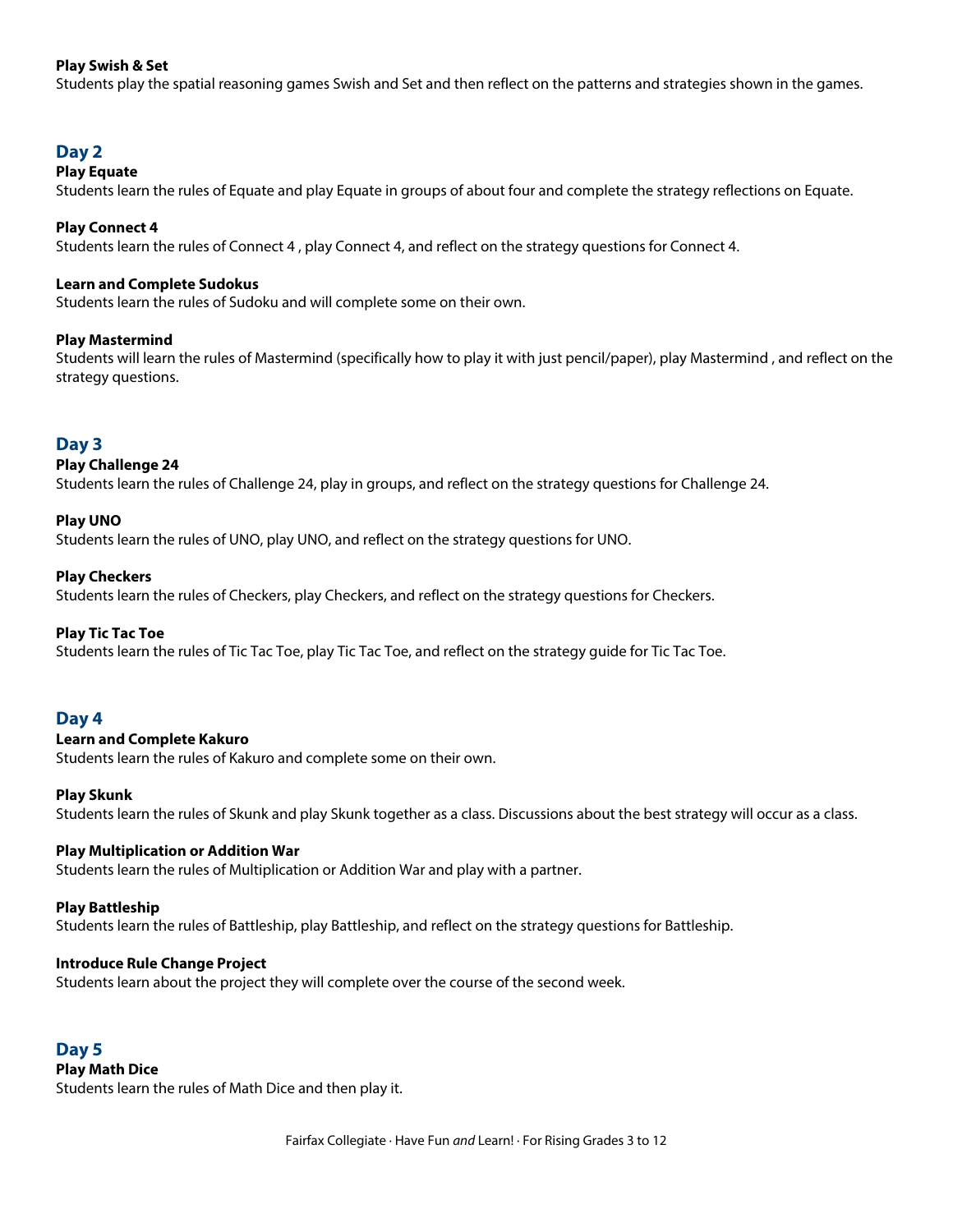**Play Swish & Set**
Students play the spatial reasoning games Swish and Set and then reflect on the patterns and strategies shown in the games.

## Day 2

**Play Equate**
Students learn the rules of Equate and play Equate in groups of about four and complete the strategy reflections on Equate.

**Play Connect 4**
Students learn the rules of Connect 4 , play Connect 4, and reflect on the strategy questions for Connect 4.

**Learn and Complete Sudokus**
Students learn the rules of Sudoku and will complete some on their own.

**Play Mastermind**
Students will learn the rules of Mastermind (specifically how to play it with just pencil/paper), play Mastermind , and reflect on the strategy questions.

## Day 3

**Play Challenge 24**
Students learn the rules of Challenge 24, play in groups, and reflect on the strategy questions for Challenge 24.

**Play UNO**
Students learn the rules of UNO, play UNO, and reflect on the strategy questions for UNO.

**Play Checkers**
Students learn the rules of Checkers, play Checkers, and reflect on the strategy questions for Checkers.

**Play Tic Tac Toe**
Students learn the rules of Tic Tac Toe, play Tic Tac Toe, and reflect on the strategy guide for Tic Tac Toe.

## Day 4

**Learn and Complete Kakuro**
Students learn the rules of Kakuro and complete some on their own.

**Play Skunk**
Students learn the rules of Skunk and play Skunk together as a class. Discussions about the best strategy will occur as a class.

**Play Multiplication or Addition War**
Students learn the rules of Multiplication or Addition War and play with a partner.

**Play Battleship**
Students learn the rules of Battleship, play Battleship, and reflect on the strategy questions for Battleship.

**Introduce Rule Change Project**
Students learn about the project they will complete over the course of the second week.

## Day 5

**Play Math Dice**
Students learn the rules of Math Dice and then play it.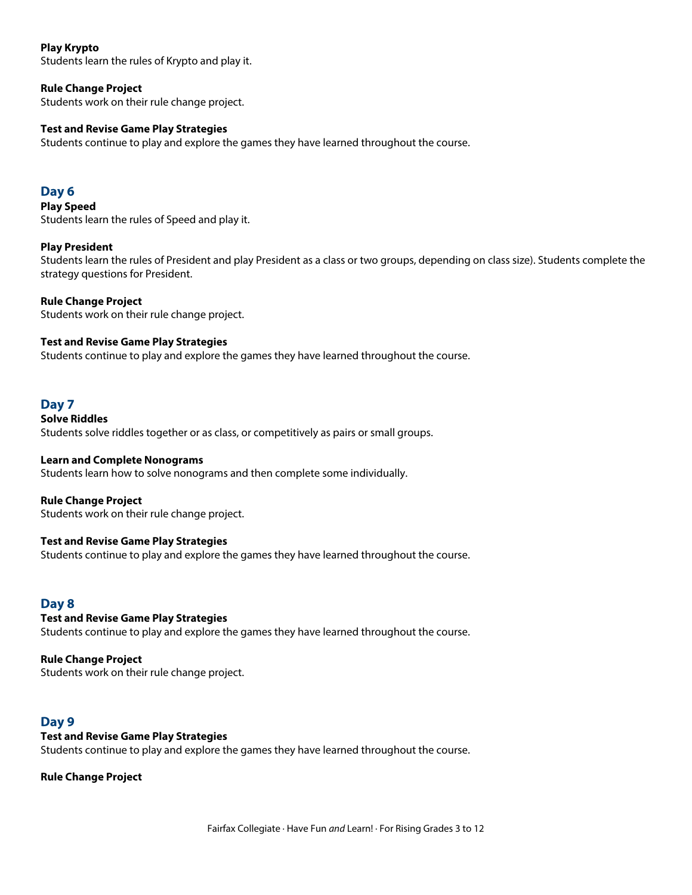**Play Krypto**
Students learn the rules of Krypto and play it.

**Rule Change Project**
Students work on their rule change project.

**Test and Revise Game Play Strategies**
Students continue to play and explore the games they have learned throughout the course.

## Day 6

**Play Speed**
Students learn the rules of Speed and play it.

**Play President**
Students learn the rules of President and play President as a class or two groups, depending on class size). Students complete the strategy questions for President.

**Rule Change Project**
Students work on their rule change project.

**Test and Revise Game Play Strategies**
Students continue to play and explore the games they have learned throughout the course.

## Day 7

**Solve Riddles**
Students solve riddles together or as class, or competitively as pairs or small groups.

**Learn and Complete Nonograms**
Students learn how to solve nonograms and then complete some individually.

**Rule Change Project**
Students work on their rule change project.

**Test and Revise Game Play Strategies**
Students continue to play and explore the games they have learned throughout the course.

## Day 8

**Test and Revise Game Play Strategies**
Students continue to play and explore the games they have learned throughout the course.

**Rule Change Project**
Students work on their rule change project.

## Day 9

**Test and Revise Game Play Strategies**
Students continue to play and explore the games they have learned throughout the course.

**Rule Change Project**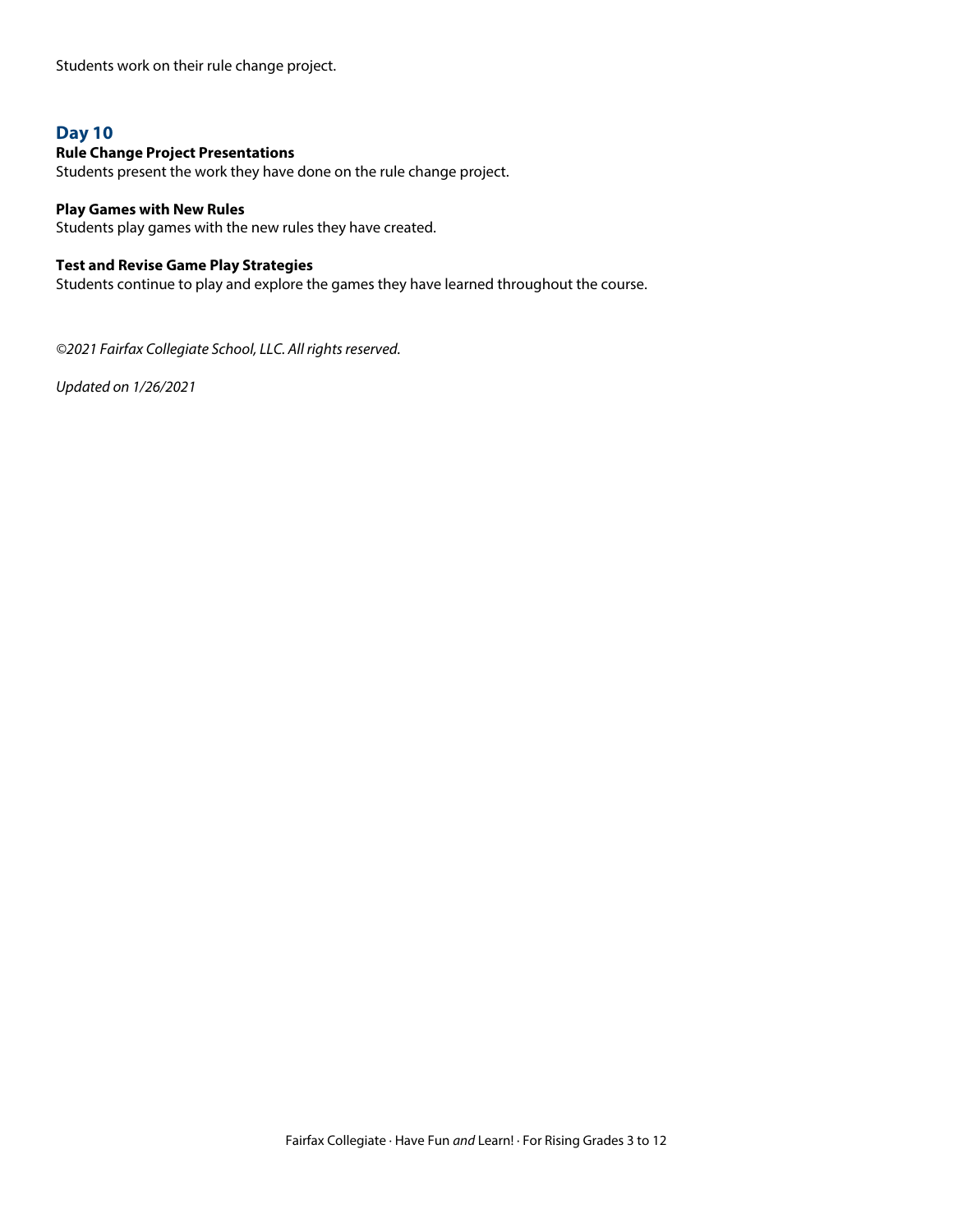Students work on their rule change project.

## Day 10

**Rule Change Project Presentations**
Students present the work they have done on the rule change project.

**Play Games with New Rules**
Students play games with the new rules they have created.

**Test and Revise Game Play Strategies**
Students continue to play and explore the games they have learned throughout the course.

*©2021 Fairfax Collegiate School, LLC. All rights reserved.*

*Updated on 1/26/2021*